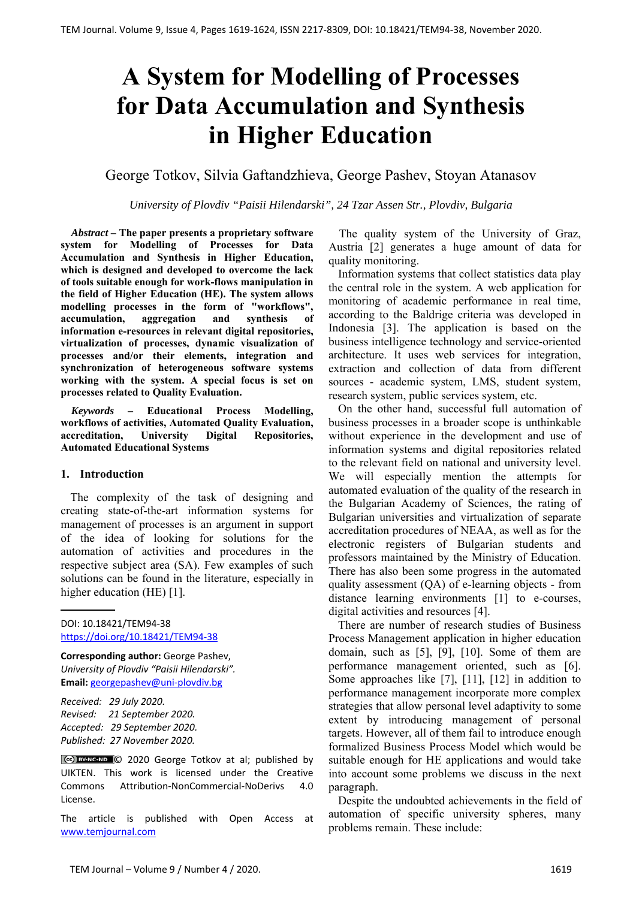# A System for Modelling of Processes for Data Accumulation and Synthesis in Higher Education

George Totkov, Silvia Gaftandzhieva, George Pashev, Stoyan Atanasov

*University of Plovdiv "Paisii Hilendarski", 24 Tzar Assen Str., Plovdiv, Bulgaria*

***Abstract* – The paper presents a proprietary software system for Modelling of Processes for Data Accumulation and Synthesis in Higher Education, which is designed and developed to overcome the lack of tools suitable enough for work-flows manipulation in the field of Higher Education (HE). The system allows modelling processes in the form of "workflows", accumulation, aggregation and synthesis of information e-resources in relevant digital repositories, virtualization of processes, dynamic visualization of processes and/or their elements, integration and synchronization of heterogeneous software systems working with the system. A special focus is set on processes related to Quality Evaluation.**

***Keywords* – Educational Process Modelling, workflows of activities, Automated Quality Evaluation, accreditation, University Digital Repositories, Automated Educational Systems**

## 1. Introduction

The complexity of the task of designing and creating state-of-the-art information systems for management of processes is an argument in support of the idea of looking for solutions for the automation of activities and procedures in the respective subject area (SA). Few examples of such solutions can be found in the literature, especially in higher education (HE) [1].

DOI: 10.18421/TEM94-38
https://doi.org/10.18421/TEM94-38

**Corresponding author:** George Pashev,
*University of Plovdiv "Paisii Hilendarski".*
**Email:** georgepashev@uni-plovdiv.bg

*Received: 29 July 2020.*
*Revised: 21 September 2020.*
*Accepted: 29 September 2020.*
*Published: 27 November 2020.*

© 2020 George Totkov at al; published by UIKTEN. This work is licensed under the Creative Commons Attribution-NonCommercial-NoDerivs 4.0 License.

The article is published with Open Access at www.temjournal.com

The quality system of the University of Graz, Austria [2] generates a huge amount of data for quality monitoring.

Information systems that collect statistics data play the central role in the system. A web application for monitoring of academic performance in real time, according to the Baldrige criteria was developed in Indonesia [3]. The application is based on the business intelligence technology and service-oriented architecture. It uses web services for integration, extraction and collection of data from different sources - academic system, LMS, student system, research system, public services system, etc.

On the other hand, successful full automation of business processes in a broader scope is unthinkable without experience in the development and use of information systems and digital repositories related to the relevant field on national and university level. We will especially mention the attempts for automated evaluation of the quality of the research in the Bulgarian Academy of Sciences, the rating of Bulgarian universities and virtualization of separate accreditation procedures of NEAA, as well as for the electronic registers of Bulgarian students and professors maintained by the Ministry of Education. There has also been some progress in the automated quality assessment (QA) of e-learning objects - from distance learning environments [1] to e-courses, digital activities and resources [4].

There are number of research studies of Business Process Management application in higher education domain, such as [5], [9], [10]. Some of them are performance management oriented, such as [6]. Some approaches like [7], [11], [12] in addition to performance management incorporate more complex strategies that allow personal level adaptivity to some extent by introducing management of personal targets. However, all of them fail to introduce enough formalized Business Process Model which would be suitable enough for HE applications and would take into account some problems we discuss in the next paragraph.

Despite the undoubted achievements in the field of automation of specific university spheres, many problems remain. These include: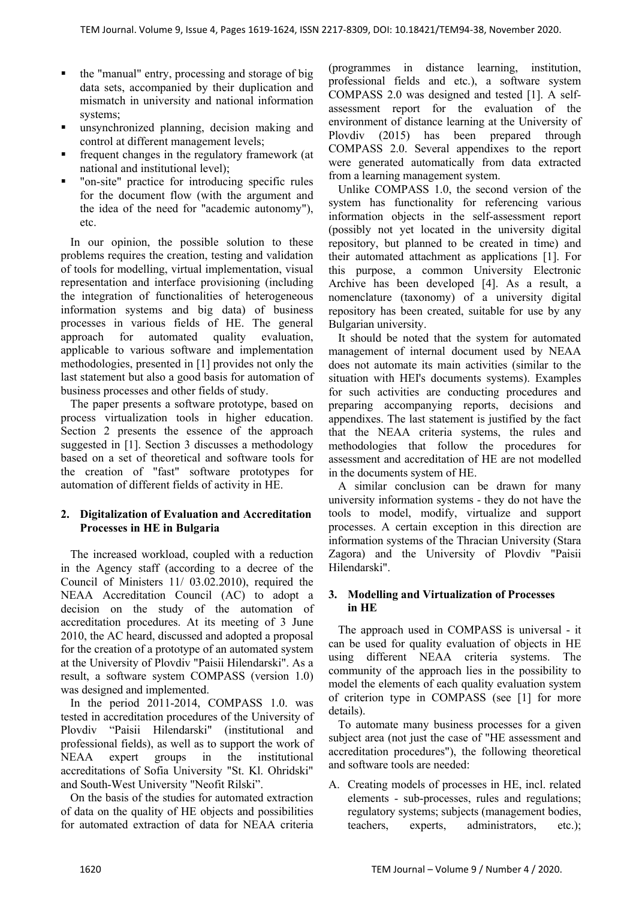- the "manual" entry, processing and storage of big data sets, accompanied by their duplication and mismatch in university and national information systems;
- unsynchronized planning, decision making and control at different management levels;
- frequent changes in the regulatory framework (at national and institutional level);
- "on-site" practice for introducing specific rules for the document flow (with the argument and the idea of the need for "academic autonomy"), etc.

In our opinion, the possible solution to these problems requires the creation, testing and validation of tools for modelling, virtual implementation, visual representation and interface provisioning (including the integration of functionalities of heterogeneous information systems and big data) of business processes in various fields of HE. The general approach for automated quality evaluation, applicable to various software and implementation methodologies, presented in [1] provides not only the last statement but also a good basis for automation of business processes and other fields of study.

The paper presents a software prototype, based on process virtualization tools in higher education. Section 2 presents the essence of the approach suggested in [1]. Section 3 discusses a methodology based on a set of theoretical and software tools for the creation of "fast" software prototypes for automation of different fields of activity in HE.

## 2. Digitalization of Evaluation and Accreditation Processes in HE in Bulgaria

The increased workload, coupled with a reduction in the Agency staff (according to a decree of the Council of Ministers 11/ 03.02.2010), required the NEAA Accreditation Council (AC) to adopt a decision on the study of the automation of accreditation procedures. At its meeting of 3 June 2010, the AC heard, discussed and adopted a proposal for the creation of a prototype of an automated system at the University of Plovdiv "Paisii Hilendarski". As a result, a software system COMPASS (version 1.0) was designed and implemented.

In the period 2011-2014, COMPASS 1.0. was tested in accreditation procedures of the University of Plovdiv "Paisii Hilendarski" (institutional and professional fields), as well as to support the work of NEAA expert groups in the institutional accreditations of Sofia University "St. Kl. Ohridski" and South-West University "Neofit Rilski".

On the basis of the studies for automated extraction of data on the quality of HE objects and possibilities for automated extraction of data for NEAA criteria (programmes in distance learning, institution, professional fields and etc.), a software system COMPASS 2.0 was designed and tested [1]. A self-assessment report for the evaluation of the environment of distance learning at the University of Plovdiv (2015) has been prepared through COMPASS 2.0. Several appendixes to the report were generated automatically from data extracted from a learning management system.

Unlike COMPASS 1.0, the second version of the system has functionality for referencing various information objects in the self-assessment report (possibly not yet located in the university digital repository, but planned to be created in time) and their automated attachment as applications [1]. For this purpose, a common University Electronic Archive has been developed [4]. As a result, a nomenclature (taxonomy) of a university digital repository has been created, suitable for use by any Bulgarian university.

It should be noted that the system for automated management of internal document used by NEAA does not automate its main activities (similar to the situation with HEI's documents systems). Examples for such activities are conducting procedures and preparing accompanying reports, decisions and appendixes. The last statement is justified by the fact that the NEAA criteria systems, the rules and methodologies that follow the procedures for assessment and accreditation of HE are not modelled in the documents system of HE.

A similar conclusion can be drawn for many university information systems - they do not have the tools to model, modify, virtualize and support processes. A certain exception in this direction are information systems of the Thracian University (Stara Zagora) and the University of Plovdiv "Paisii Hilendarski".

## 3. Modelling and Virtualization of Processes in HE

The approach used in COMPASS is universal - it can be used for quality evaluation of objects in HE using different NEAA criteria systems. The community of the approach lies in the possibility to model the elements of each quality evaluation system of criterion type in COMPASS (see [1] for more details).

To automate many business processes for a given subject area (not just the case of "HE assessment and accreditation procedures"), the following theoretical and software tools are needed:

A. Creating models of processes in HE, incl. related elements - sub-processes, rules and regulations; regulatory systems; subjects (management bodies, teachers, experts, administrators, etc.);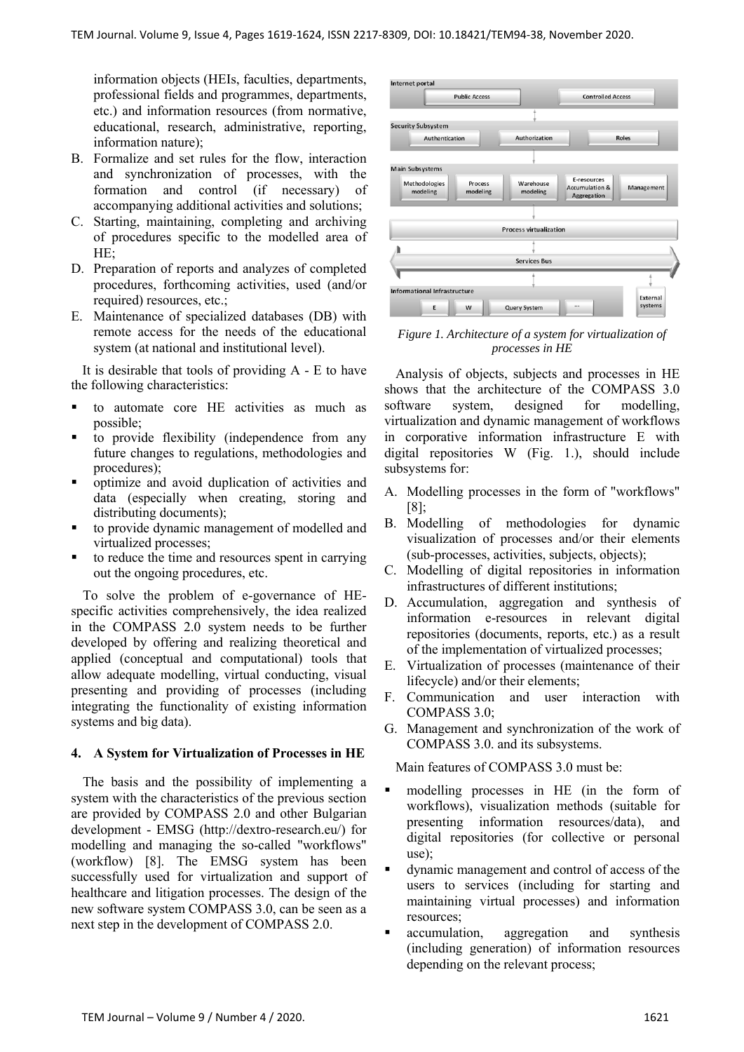information objects (HEIs, faculties, departments, professional fields and programmes, departments, etc.) and information resources (from normative, educational, research, administrative, reporting, information nature);

B. Formalize and set rules for the flow, interaction and synchronization of processes, with the formation and control (if necessary) of accompanying additional activities and solutions;
C. Starting, maintaining, completing and archiving of procedures specific to the modelled area of HE;
D. Preparation of reports and analyzes of completed procedures, forthcoming activities, used (and/or required) resources, etc.;
E. Maintenance of specialized databases (DB) with remote access for the needs of the educational system (at national and institutional level).

It is desirable that tools of providing A - E to have the following characteristics:

- to automate core HE activities as much as possible;
- to provide flexibility (independence from any future changes to regulations, methodologies and procedures);
- optimize and avoid duplication of activities and data (especially when creating, storing and distributing documents);
- to provide dynamic management of modelled and virtualized processes;
- to reduce the time and resources spent in carrying out the ongoing procedures, etc.

To solve the problem of e-governance of HE-specific activities comprehensively, the idea realized in the COMPASS 2.0 system needs to be further developed by offering and realizing theoretical and applied (conceptual and computational) tools that allow adequate modelling, virtual conducting, visual presenting and providing of processes (including integrating the functionality of existing information systems and big data).

## 4. A System for Virtualization of Processes in HE

The basis and the possibility of implementing a system with the characteristics of the previous section are provided by COMPASS 2.0 and other Bulgarian development - EMSG (http://dextro-research.eu/) for modelling and managing the so-called "workflows" (workflow) [8]. The EMSG system has been successfully used for virtualization and support of healthcare and litigation processes. The design of the new software system COMPASS 3.0, can be seen as a next step in the development of COMPASS 2.0.

*Figure 1. Architecture of a system for virtualization of processes in HE*

Analysis of objects, subjects and processes in HE shows that the architecture of the COMPASS 3.0 software system, designed for modelling, virtualization and dynamic management of workflows in corporative information infrastructure E with digital repositories W (Fig. 1.), should include subsystems for:

A. Modelling processes in the form of "workflows" [8];
B. Modelling of methodologies for dynamic visualization of processes and/or their elements (sub-processes, activities, subjects, objects);
C. Modelling of digital repositories in information infrastructures of different institutions;
D. Accumulation, aggregation and synthesis of information e-resources in relevant digital repositories (documents, reports, etc.) as a result of the implementation of virtualized processes;
E. Virtualization of processes (maintenance of their lifecycle) and/or their elements;
F. Communication and user interaction with COMPASS 3.0;
G. Management and synchronization of the work of COMPASS 3.0. and its subsystems.

Main features of COMPASS 3.0 must be:

- modelling processes in HE (in the form of workflows), visualization methods (suitable for presenting information resources/data), and digital repositories (for collective or personal use);
- dynamic management and control of access of the users to services (including for starting and maintaining virtual processes) and information resources;
- accumulation, aggregation and synthesis (including generation) of information resources depending on the relevant process;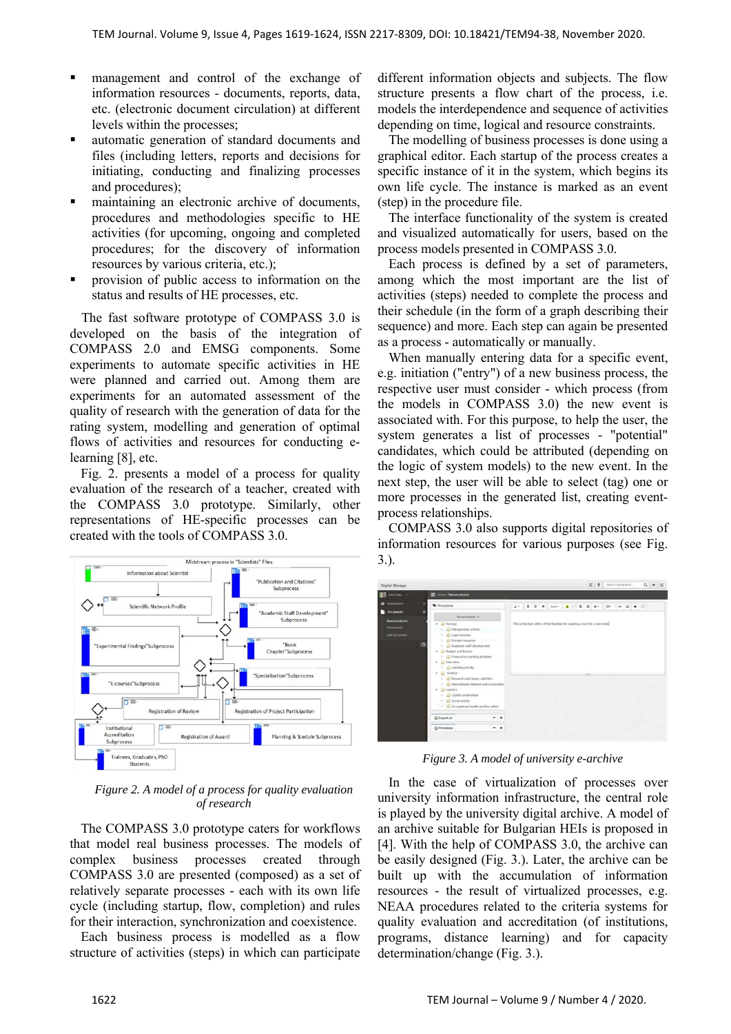- management and control of the exchange of information resources - documents, reports, data, etc. (electronic document circulation) at different levels within the processes;
- automatic generation of standard documents and files (including letters, reports and decisions for initiating, conducting and finalizing processes and procedures);
- maintaining an electronic archive of documents, procedures and methodologies specific to HE activities (for upcoming, ongoing and completed procedures; for the discovery of information resources by various criteria, etc.);
- provision of public access to information on the status and results of HE processes, etc.

The fast software prototype of COMPASS 3.0 is developed on the basis of the integration of COMPASS 2.0 and EMSG components. Some experiments to automate specific activities in HE were planned and carried out. Among them are experiments for an automated assessment of the quality of research with the generation of data for the rating system, modelling and generation of optimal flows of activities and resources for conducting e-learning [8], etc.

Fig. 2. presents a model of a process for quality evaluation of the research of a teacher, created with the COMPASS 3.0 prototype. Similarly, other representations of HE-specific processes can be created with the tools of COMPASS 3.0.

*Figure 2. A model of a process for quality evaluation of research*

The COMPASS 3.0 prototype caters for workflows that model real business processes. The models of complex business processes created through COMPASS 3.0 are presented (composed) as a set of relatively separate processes - each with its own life cycle (including startup, flow, completion) and rules for their interaction, synchronization and coexistence.

Each business process is modelled as a flow structure of activities (steps) in which can participate different information objects and subjects. The flow structure presents a flow chart of the process, i.e. models the interdependence and sequence of activities depending on time, logical and resource constraints.

The modelling of business processes is done using a graphical editor. Each startup of the process creates a specific instance of it in the system, which begins its own life cycle. The instance is marked as an event (step) in the procedure file.

The interface functionality of the system is created and visualized automatically for users, based on the process models presented in COMPASS 3.0.

Each process is defined by a set of parameters, among which the most important are the list of activities (steps) needed to complete the process and their schedule (in the form of a graph describing their sequence) and more. Each step can again be presented as a process - automatically or manually.

When manually entering data for a specific event, e.g. initiation ("entry") of a new business process, the respective user must consider - which process (from the models in COMPASS 3.0) the new event is associated with. For this purpose, to help the user, the system generates a list of processes - "potential" candidates, which could be attributed (depending on the logic of system models) to the new event. In the next step, the user will be able to select (tag) one or more processes in the generated list, creating event-process relationships.

COMPASS 3.0 also supports digital repositories of information resources for various purposes (see Fig. 3.).

*Figure 3. A model of university e-archive*

In the case of virtualization of processes over university information infrastructure, the central role is played by the university digital archive. A model of an archive suitable for Bulgarian HEIs is proposed in [4]. With the help of COMPASS 3.0, the archive can be easily designed (Fig. 3.). Later, the archive can be built up with the accumulation of information resources - the result of virtualized processes, e.g. NEAA procedures related to the criteria systems for quality evaluation and accreditation (of institutions, programs, distance learning) and for capacity determination/change (Fig. 3.).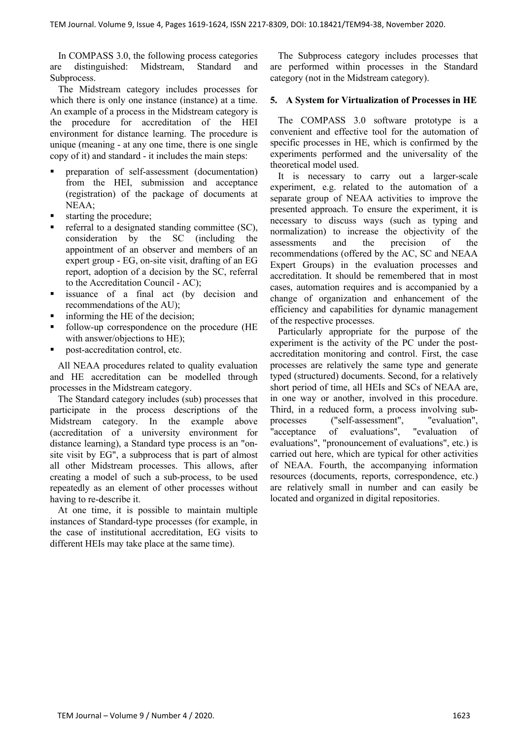In COMPASS 3.0, the following process categories are distinguished: Midstream, Standard and Subprocess.

The Midstream category includes processes for which there is only one instance (instance) at a time. An example of a process in the Midstream category is the procedure for accreditation of the HEI environment for distance learning. The procedure is unique (meaning - at any one time, there is one single copy of it) and standard - it includes the main steps:

- preparation of self-assessment (documentation) from the HEI, submission and acceptance (registration) of the package of documents at NEAA;
- starting the procedure;
- referral to a designated standing committee (SC), consideration by the SC (including the appointment of an observer and members of an expert group - EG, on-site visit, drafting of an EG report, adoption of a decision by the SC, referral to the Accreditation Council - AC);
- issuance of a final act (by decision and recommendations of the AU);
- informing the HE of the decision;
- follow-up correspondence on the procedure (HE with answer/objections to HE);
- post-accreditation control, etc.

All NEAA procedures related to quality evaluation and HE accreditation can be modelled through processes in the Midstream category.

The Standard category includes (sub) processes that participate in the process descriptions of the Midstream category. In the example above (accreditation of a university environment for distance learning), a Standard type process is an "on-site visit by EG", a subprocess that is part of almost all other Midstream processes. This allows, after creating a model of such a sub-process, to be used repeatedly as an element of other processes without having to re-describe it.

At one time, it is possible to maintain multiple instances of Standard-type processes (for example, in the case of institutional accreditation, EG visits to different HEIs may take place at the same time).

The Subprocess category includes processes that are performed within processes in the Standard category (not in the Midstream category).

## 5. A System for Virtualization of Processes in HE

The COMPASS 3.0 software prototype is a convenient and effective tool for the automation of specific processes in HE, which is confirmed by the experiments performed and the universality of the theoretical model used.

It is necessary to carry out a larger-scale experiment, e.g. related to the automation of a separate group of NEAA activities to improve the presented approach. To ensure the experiment, it is necessary to discuss ways (such as typing and normalization) to increase the objectivity of the assessments and the precision of the recommendations (offered by the AC, SC and NEAA Expert Groups) in the evaluation processes and accreditation. It should be remembered that in most cases, automation requires and is accompanied by a change of organization and enhancement of the efficiency and capabilities for dynamic management of the respective processes.

Particularly appropriate for the purpose of the experiment is the activity of the PC under the post-accreditation monitoring and control. First, the case processes are relatively the same type and generate typed (structured) documents. Second, for a relatively short period of time, all HEIs and SCs of NEAA are, in one way or another, involved in this procedure. Third, in a reduced form, a process involving sub-processes ("self-assessment", "evaluation", "acceptance of evaluations", "evaluation of evaluations", "pronouncement of evaluations", etc.) is carried out here, which are typical for other activities of NEAA. Fourth, the accompanying information resources (documents, reports, correspondence, etc.) are relatively small in number and can easily be located and organized in digital repositories.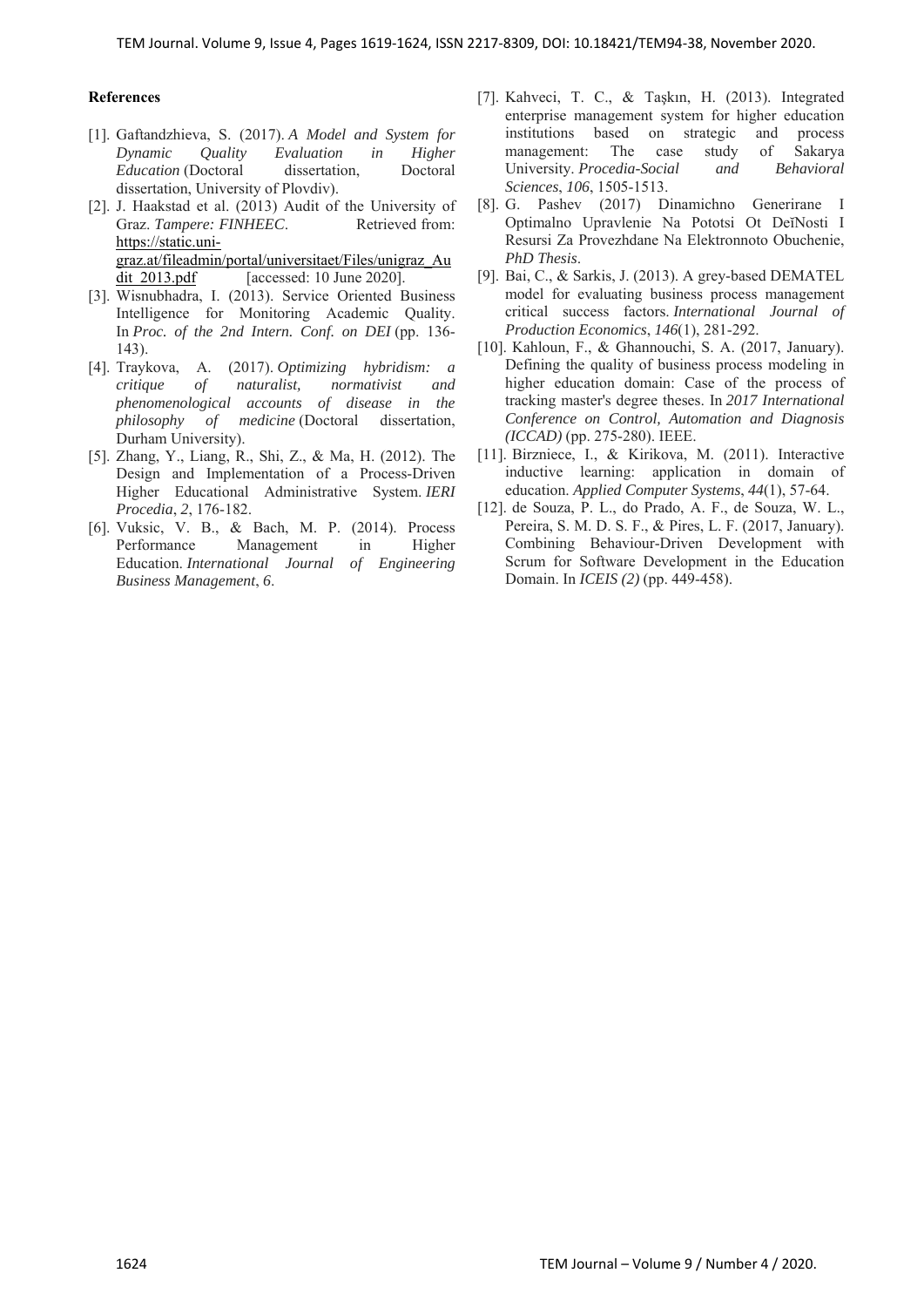**References**

[1]. Gaftandzhieva, S. (2017). *A Model and System for Dynamic Quality Evaluation in Higher Education* (Doctoral dissertation, Doctoral dissertation, University of Plovdiv).

[2]. J. Haakstad et al. (2013) Audit of the University of Graz. *Tampere: FINHEEC*. Retrieved from: https://static.uni-graz.at/fileadmin/portal/universitaet/Files/unigraz_Audit_2013.pdf [accessed: 10 June 2020].

[3]. Wisnubhadra, I. (2013). Service Oriented Business Intelligence for Monitoring Academic Quality. In *Proc. of the 2nd Intern. Conf. on DEI* (pp. 136-143).

[4]. Traykova, A. (2017). *Optimizing hybridism: a critique of naturalist, normativist and phenomenological accounts of disease in the philosophy of medicine* (Doctoral dissertation, Durham University).

[5]. Zhang, Y., Liang, R., Shi, Z., & Ma, H. (2012). The Design and Implementation of a Process-Driven Higher Educational Administrative System. *IERI Procedia*, *2*, 176-182.

[6]. Vuksic, V. B., & Bach, M. P. (2014). Process Performance Management in Higher Education. *International Journal of Engineering Business Management*, *6*.

[7]. Kahveci, T. C., & Taşkın, H. (2013). Integrated enterprise management system for higher education institutions based on strategic and process management: The case study of Sakarya University. *Procedia-Social and Behavioral Sciences*, *106*, 1505-1513.

[8]. G. Pashev (2017) Dinamichno Generirane I Optimalno Upravlenie Na Pototsi Ot DeĭNosti I Resursi Za Provezhdane Na Elektronnoto Obuchenie, *PhD Thesis*.

[9]. Bai, C., & Sarkis, J. (2013). A grey-based DEMATEL model for evaluating business process management critical success factors. *International Journal of Production Economics*, *146*(1), 281-292.

[10]. Kahloun, F., & Ghannouchi, S. A. (2017, January). Defining the quality of business process modeling in higher education domain: Case of the process of tracking master's degree theses. In *2017 International Conference on Control, Automation and Diagnosis (ICCAD)* (pp. 275-280). IEEE.

[11]. Birzniece, I., & Kirikova, M. (2011). Interactive inductive learning: application in domain of education. *Applied Computer Systems*, *44*(1), 57-64.

[12]. de Souza, P. L., do Prado, A. F., de Souza, W. L., Pereira, S. M. D. S. F., & Pires, L. F. (2017, January). Combining Behaviour-Driven Development with Scrum for Software Development in the Education Domain. In *ICEIS (2)* (pp. 449-458).